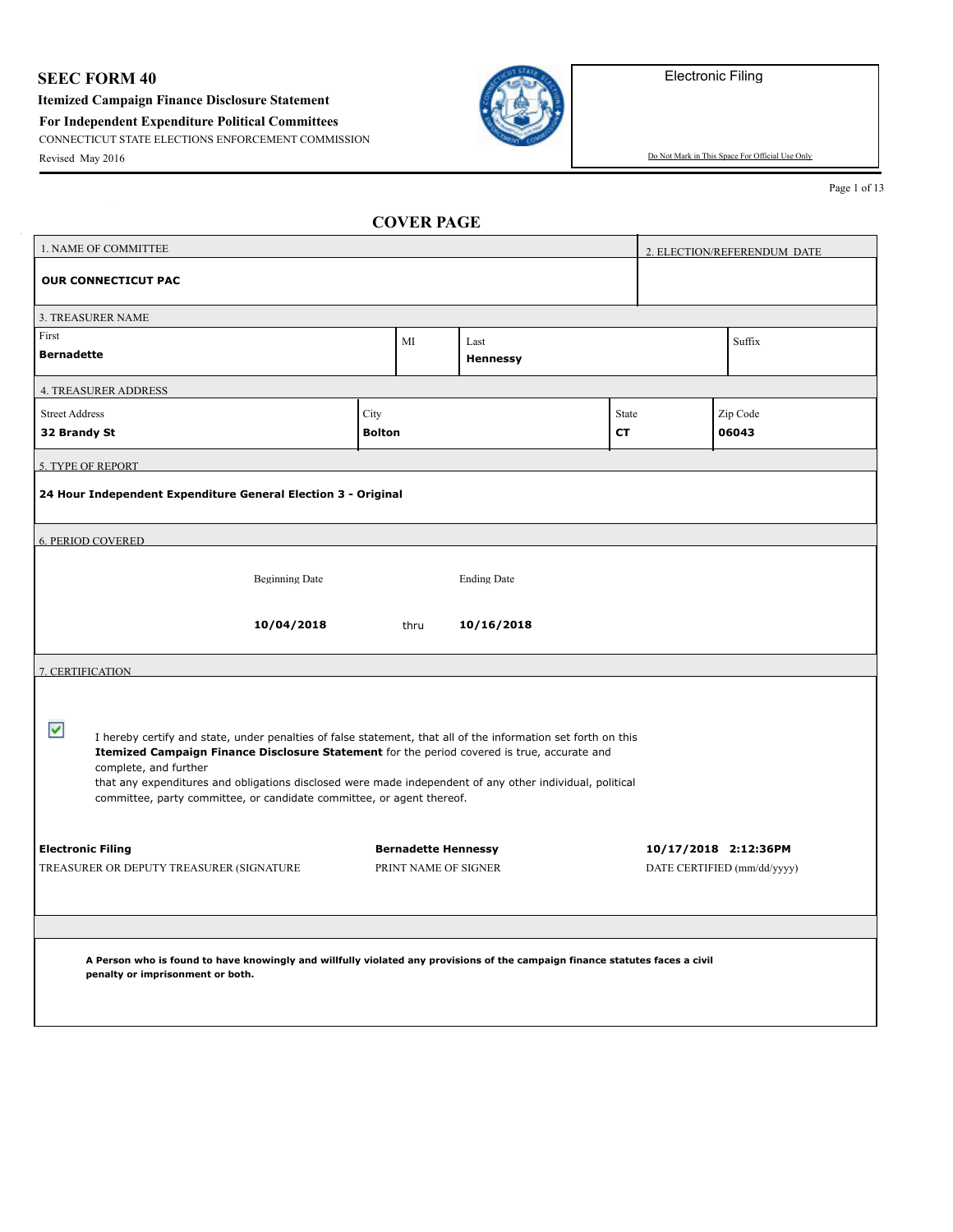# SEEC FORM 40

**Itemized Campaign Finance Disclosure Statement**

**For Independent Expenditure Political Committees**

CONNECTICUT STATE ELECTIONS ENFORCEMENT COMMISSION

Revised May 2016

Electronic Filing

Do Not Mark in This Space For Official Use Only

## COVER PAGE

| 1. NAME OF COMMITTEE | 2. ELECTION/REFERENDUM DATE |
|---|---|
| **OUR CONNECTICUT PAC** | |

**3. TREASURER NAME**

| First | MI | Last | Suffix |
|---|---|---|---|
| **Bernadette** | | **Hennessy** | |

**4. TREASURER ADDRESS**

| Street Address | City | State | Zip Code |
|---|---|---|---|
| **32 Brandy St** | **Bolton** | **CT** | **06043** |

**5. TYPE OF REPORT**

**24 Hour Independent Expenditure General Election 3 - Original**

**6. PERIOD COVERED**

| Beginning Date | | Ending Date |
|---|---|---|
| **10/04/2018** | thru | **10/16/2018** |

**7. CERTIFICATION**

☑ I hereby certify and state, under penalties of false statement, that all of the information set forth on this **Itemized Campaign Finance Disclosure Statement** for the period covered is true, accurate and complete, and further that any expenditures and obligations disclosed were made independent of any other individual, political committee, party committee, or candidate committee, or agent thereof.

| **Electronic Filing** | **Bernadette Hennessy** | **10/17/2018 2:12:36PM** |
|---|---|---|
| TREASURER OR DEPUTY TREASURER (SIGNATURE | PRINT NAME OF SIGNER | DATE CERTIFIED (mm/dd/yyyy) |

**A Person who is found to have knowingly and willfully violated any provisions of the campaign finance statutes faces a civil penalty or imprisonment or both.**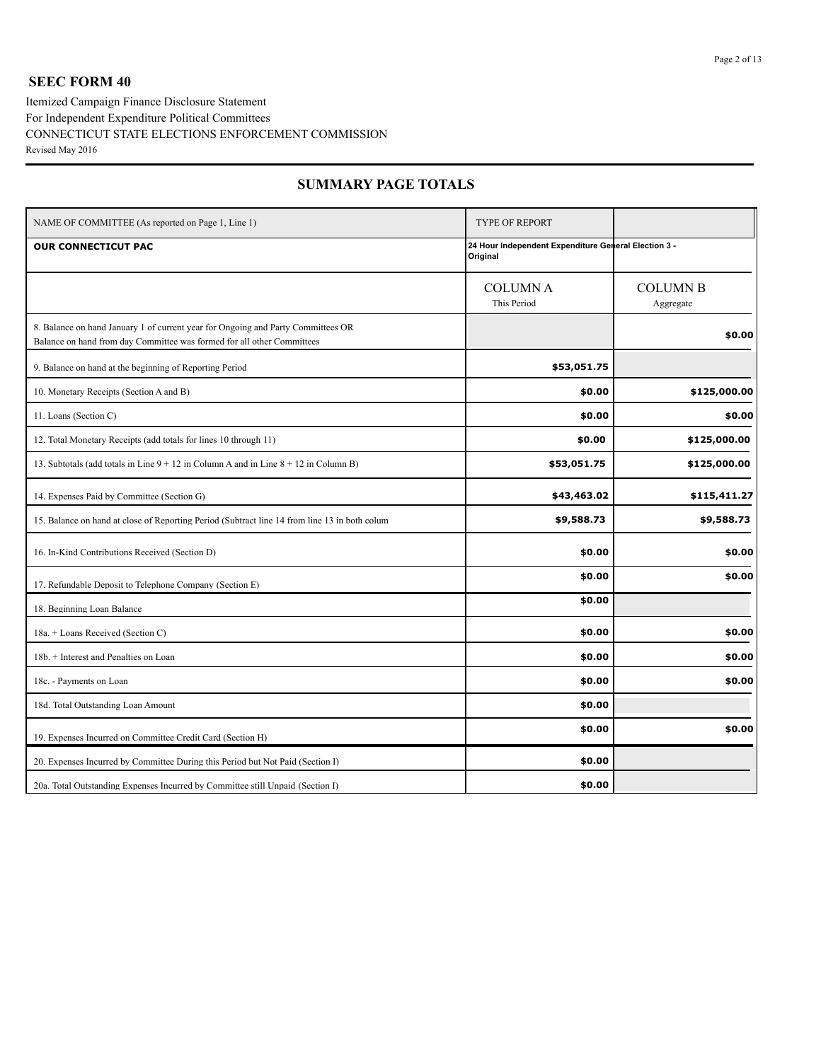## SEEC FORM 40

Itemized Campaign Finance Disclosure Statement
For Independent Expenditure Political Committees
CONNECTICUT STATE ELECTIONS ENFORCEMENT COMMISSION
Revised May 2016

## SUMMARY PAGE TOTALS

| NAME OF COMMITTEE (As reported on Page 1, Line 1) | TYPE OF REPORT | |
|---|---|---|
| **OUR CONNECTICUT PAC** | **24 Hour Independent Expenditure General Election 3 - Original** | |
| | COLUMN A<br>This Period | COLUMN B<br>Aggregate |
| 8. Balance on hand January 1 of current year for Ongoing and Party Committees OR Balance on hand from day Committee was formed for all other Committees | | **$0.00** |
| 9. Balance on hand at the beginning of Reporting Period | **$53,051.75** | |
| 10. Monetary Receipts (Section A and B) | **$0.00** | **$125,000.00** |
| 11. Loans (Section C) | **$0.00** | **$0.00** |
| 12. Total Monetary Receipts (add totals for lines 10 through 11) | **$0.00** | **$125,000.00** |
| 13. Subtotals (add totals in Line 9 + 12 in Column A and in Line 8 + 12 in Column B) | **$53,051.75** | **$125,000.00** |
| 14. Expenses Paid by Committee (Section G) | **$43,463.02** | **$115,411.27** |
| 15. Balance on hand at close of Reporting Period (Subtract line 14 from line 13 in both colum | **$9,588.73** | **$9,588.73** |
| 16. In-Kind Contributions Received (Section D) | **$0.00** | **$0.00** |
| 17. Refundable Deposit to Telephone Company (Section E) | **$0.00** | **$0.00** |
| 18. Beginning Loan Balance | **$0.00** | |
| 18a. + Loans Received (Section C) | **$0.00** | **$0.00** |
| 18b. + Interest and Penalties on Loan | **$0.00** | **$0.00** |
| 18c. - Payments on Loan | **$0.00** | **$0.00** |
| 18d. Total Outstanding Loan Amount | **$0.00** | |
| 19. Expenses Incurred on Committee Credit Card (Section H) | **$0.00** | **$0.00** |
| 20. Expenses Incurred by Committee During this Period but Not Paid (Section I) | **$0.00** | |
| 20a. Total Outstanding Expenses Incurred by Committee still Unpaid (Section I) | **$0.00** | |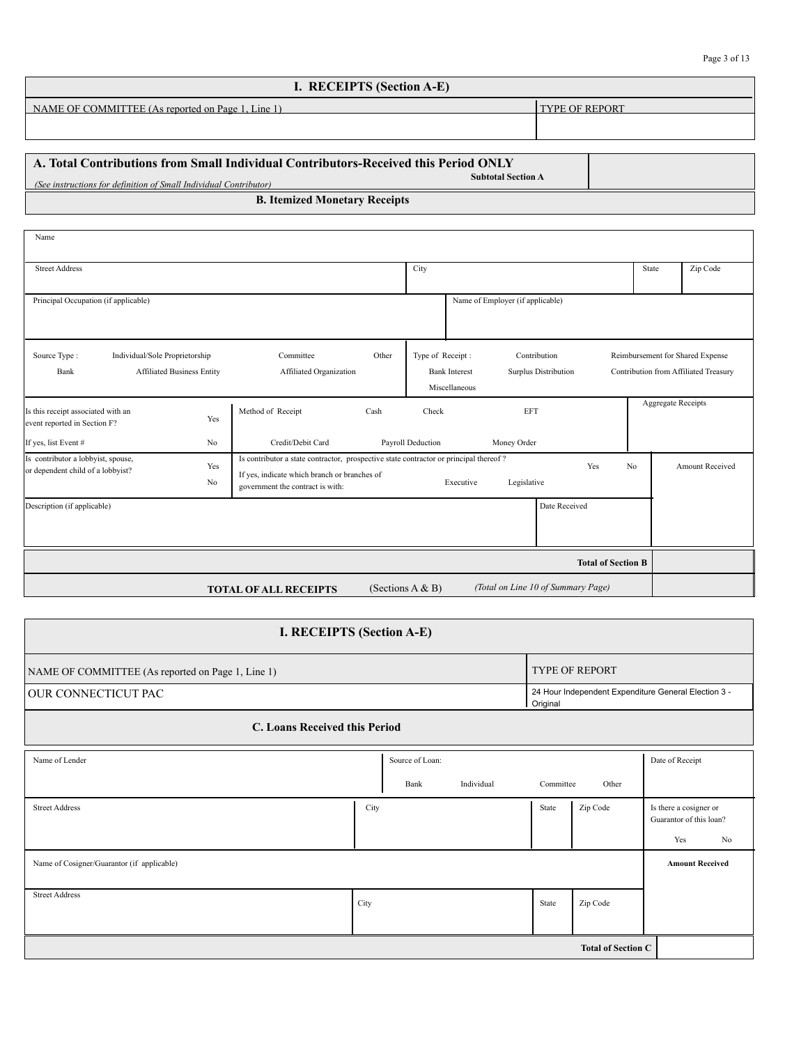## I. RECEIPTS (Section A-E)

| NAME OF COMMITTEE (As reported on Page 1, Line 1) | TYPE OF REPORT |
|---|---|
| | |

| A. Total Contributions from Small Individual Contributors-Received this Period ONLY *(See instructions for definition of Small Individual Contributor)* — Subtotal Section A | |
|---|---|

### B. Itemized Monetary Receipts

| Name | | | |
|---|---|---|---|
| Street Address | City | State | Zip Code |
| Principal Occupation (if applicable) | Name of Employer (if applicable) | | |
| Source Type : Individual/Sole Proprietorship, Committee, Other, Bank, Affiliated Business Entity, Affiliated Organization | Type of Receipt : Contribution, Reimbursement for Shared Expense, Bank Interest, Surplus Distribution, Contribution from Affiliated Treasury, Miscellaneous | | |
| Is this receipt associated with an event reported in Section F? Yes / No — If yes, list Event # | Method of Receipt: Cash, Check, EFT, Credit/Debit Card, Payroll Deduction, Money Order | Aggregate Receipts | |
| Is contributor a lobbyist, spouse, or dependent child of a lobbyist? Yes / No | Is contributor a state contractor, prospective state contractor or principal thereof ? Yes / No — If yes, indicate which branch or branches of government the contract is with: Executive, Legislative | Amount Received | |
| Description (if applicable) | Date Received | | |

| Total of Section B | |
|---|---|
| **TOTAL OF ALL RECEIPTS** (Sections A & B) *(Total on Line 10 of Summary Page)* | |

## I. RECEIPTS (Section A-E)

| NAME OF COMMITTEE (As reported on Page 1, Line 1) | TYPE OF REPORT |
|---|---|
| OUR CONNECTICUT PAC | 24 Hour Independent Expenditure General Election 3 - Original |

### C. Loans Received this Period

| Name of Lender | Source of Loan: Bank, Individual, Committee, Other | | | Date of Receipt |
|---|---|---|---|---|
| Street Address | City | State | Zip Code | Is there a cosigner or Guarantor of this loan? Yes No |
| Name of Cosigner/Guarantor (if applicable) | | | | **Amount Received** |
| Street Address | City | State | Zip Code | |

| Total of Section C | |
|---|---|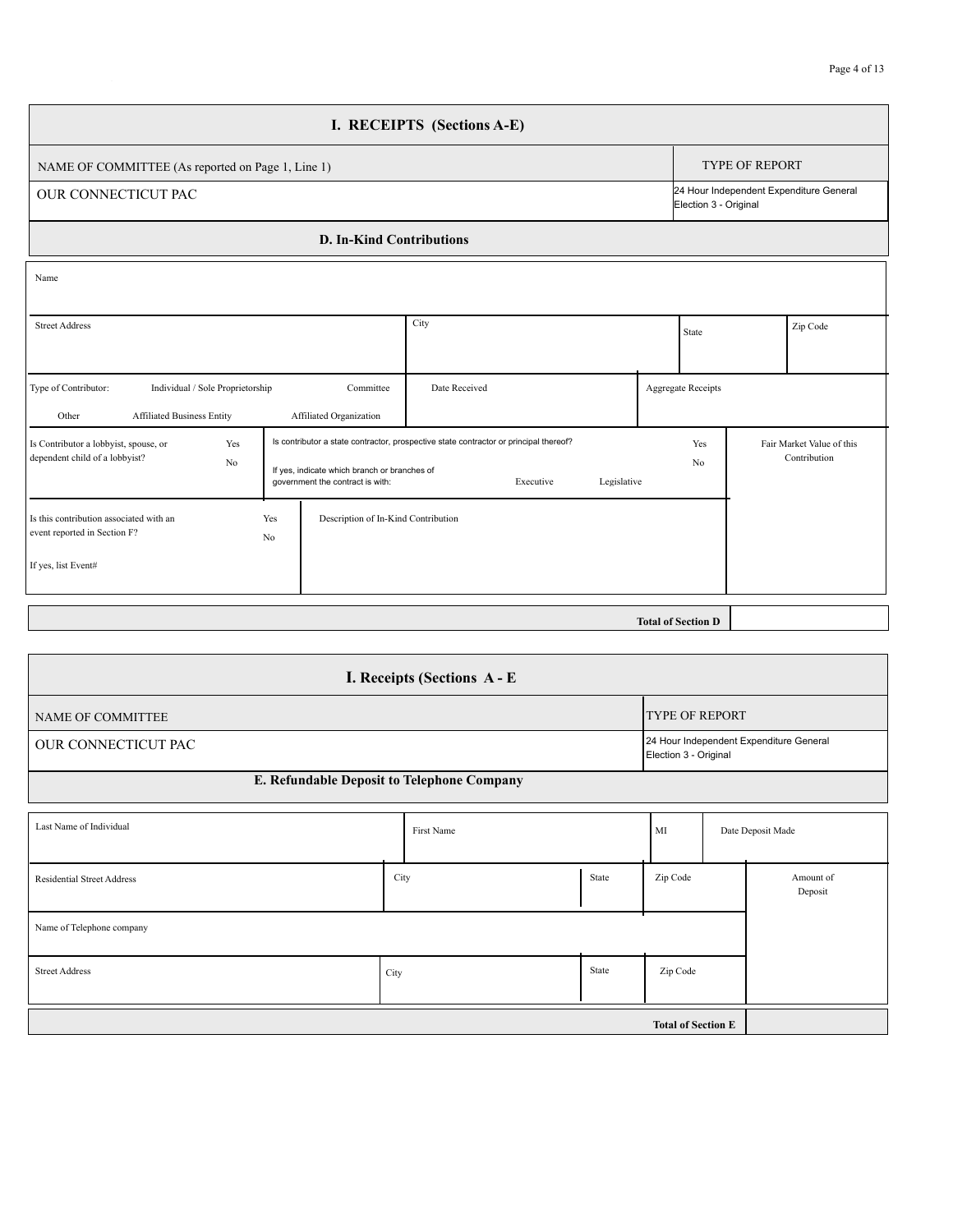# I. RECEIPTS (Sections A-E)

| NAME OF COMMITTEE (As reported on Page 1, Line 1) | TYPE OF REPORT |
|---|---|
| OUR CONNECTICUT PAC | 24 Hour Independent Expenditure General Election 3 - Original |

## D. In-Kind Contributions

| Name | | | | | |
|---|---|---|---|---|---|
| Street Address | | City | | State | Zip Code |
| Type of Contributor: Individual / Sole Proprietorship Committee Other Affiliated Business Entity Affiliated Organization | | Date Received | | Aggregate Receipts | |
| Is Contributor a lobbyist, spouse, or dependent child of a lobbyist? Yes No | Is contributor a state contractor, prospective state contractor or principal thereof? Yes No If yes, indicate which branch or branches of government the contract is with: Executive Legislative | | | | Fair Market Value of this Contribution |
| Is this contribution associated with an event reported in Section F? Yes No If yes, list Event# | Description of In-Kind Contribution | | | | |

| Total of Section D | |
|---|---|

# I. Receipts (Sections A - E

| NAME OF COMMITTEE | TYPE OF REPORT |
|---|---|
| OUR CONNECTICUT PAC | 24 Hour Independent Expenditure General Election 3 - Original |

## E. Refundable Deposit to Telephone Company

| Last Name of Individual | First Name | | MI | Date Deposit Made |
|---|---|---|---|---|
| Residential Street Address | City | State | Zip Code | Amount of Deposit |
| Name of Telephone company | | | | |
| Street Address | City | State | Zip Code | |

| Total of Section E | |
|---|---|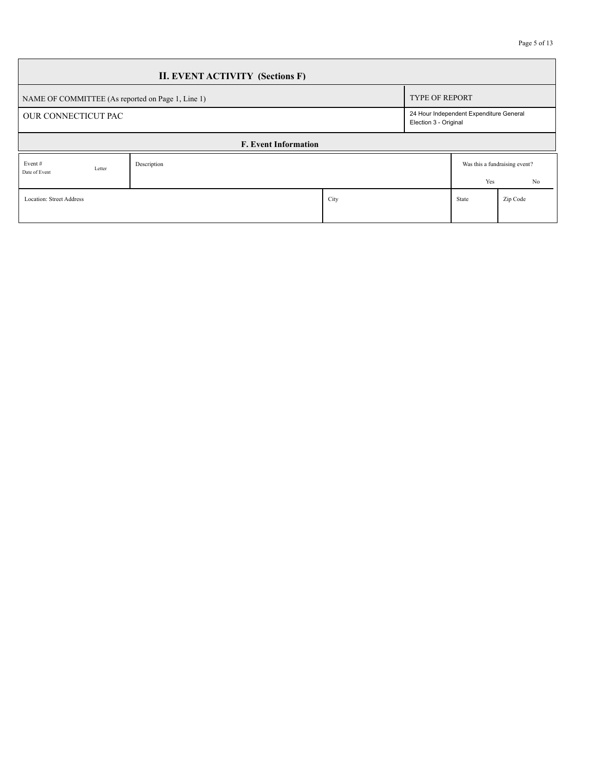## II. EVENT ACTIVITY (Sections F)

| NAME OF COMMITTEE (As reported on Page 1, Line 1) | TYPE OF REPORT |
|---|---|
| OUR CONNECTICUT PAC | 24 Hour Independent Expenditure General Election 3 - Original |

### F. Event Information

| Event # Date of Event | Letter | Description | Was this a fundraising event? Yes | No |
|---|---|---|---|---|
| | | | | |

| Location: Street Address | City | State | Zip Code |
|---|---|---|---|
| | | | |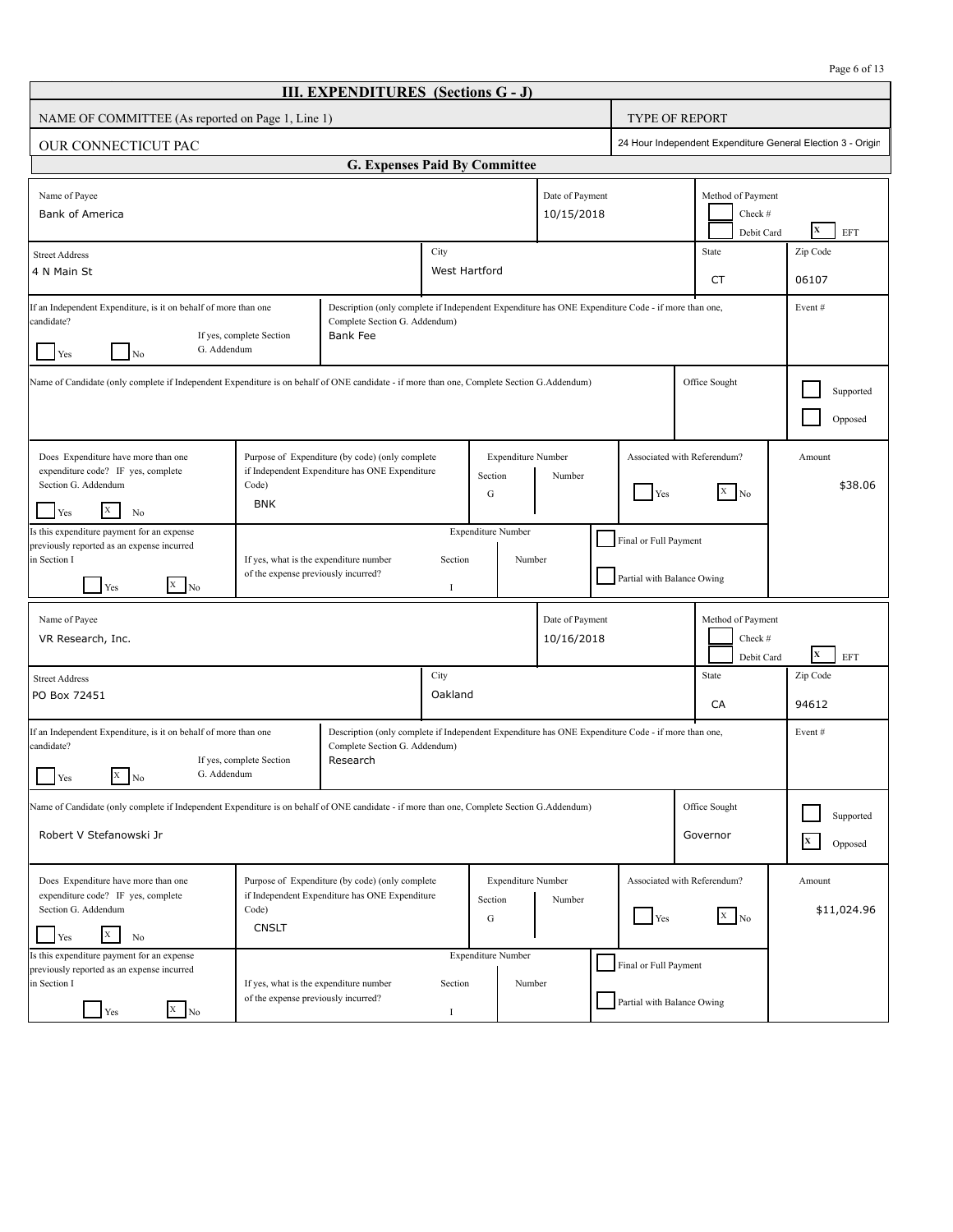# III. EXPENDITURES (Sections G - J)

| NAME OF COMMITTEE (As reported on Page 1, Line 1) | TYPE OF REPORT |
|---|---|
| OUR CONNECTICUT PAC | 24 Hour Independent Expenditure General Election 3 - Origin |

## G. Expenses Paid By Committee

### Entry 1

| Field | Value |
|---|---|
| Name of Payee | Bank of America |
| Date of Payment | 10/15/2018 |
| Method of Payment | [ ] Check # [ ] Debit Card [X] EFT |
| Street Address | 4 N Main St |
| City | West Hartford |
| State | CT |
| Zip Code | 06107 |
| If an Independent Expenditure, is it on behalf of more than one candidate? If yes, complete Section G. Addendum | [ ] Yes [ ] No |
| Description (only complete if Independent Expenditure has ONE Expenditure Code - if more than one, Complete Section G. Addendum) | Bank Fee |
| Event # | |
| Name of Candidate (only complete if Independent Expenditure is on behalf of ONE candidate - if more than one, Complete Section G.Addendum) | |
| Office Sought | |
| Supported / Opposed | [ ] Supported [ ] Opposed |
| Does Expenditure have more than one expenditure code? IF yes, complete Section G. Addendum | [ ] Yes [X] No |
| Purpose of Expenditure (by code) (only complete if Independent Expenditure has ONE Expenditure Code) | BNK |
| Expenditure Number | Section G Number |
| Associated with Referendum? | [ ] Yes [X] No |
| Amount | $38.06 |
| Is this expenditure payment for an expense previously reported as an expense incurred in Section I | [ ] Yes [X] No |
| If yes, what is the expenditure number of the expense previously incurred? | Section I Number |
| | [ ] Final or Full Payment [ ] Partial with Balance Owing |

### Entry 2

| Field | Value |
|---|---|
| Name of Payee | VR Research, Inc. |
| Date of Payment | 10/16/2018 |
| Method of Payment | [ ] Check # [ ] Debit Card [X] EFT |
| Street Address | PO Box 72451 |
| City | Oakland |
| State | CA |
| Zip Code | 94612 |
| If an Independent Expenditure, is it on behalf of more than one candidate? If yes, complete Section G. Addendum | [ ] Yes [X] No |
| Description (only complete if Independent Expenditure has ONE Expenditure Code - if more than one, Complete Section G. Addendum) | Research |
| Event # | |
| Name of Candidate (only complete if Independent Expenditure is on behalf of ONE candidate - if more than one, Complete Section G.Addendum) | Robert V Stefanowski Jr |
| Office Sought | Governor |
| Supported / Opposed | [ ] Supported [X] Opposed |
| Does Expenditure have more than one expenditure code? IF yes, complete Section G. Addendum | [ ] Yes [X] No |
| Purpose of Expenditure (by code) (only complete if Independent Expenditure has ONE Expenditure Code) | CNSLT |
| Expenditure Number | Section G Number |
| Associated with Referendum? | [ ] Yes [X] No |
| Amount | $11,024.96 |
| Is this expenditure payment for an expense previously reported as an expense incurred in Section I | [ ] Yes [X] No |
| If yes, what is the expenditure number of the expense previously incurred? | Section I Number |
| | [ ] Final or Full Payment [ ] Partial with Balance Owing |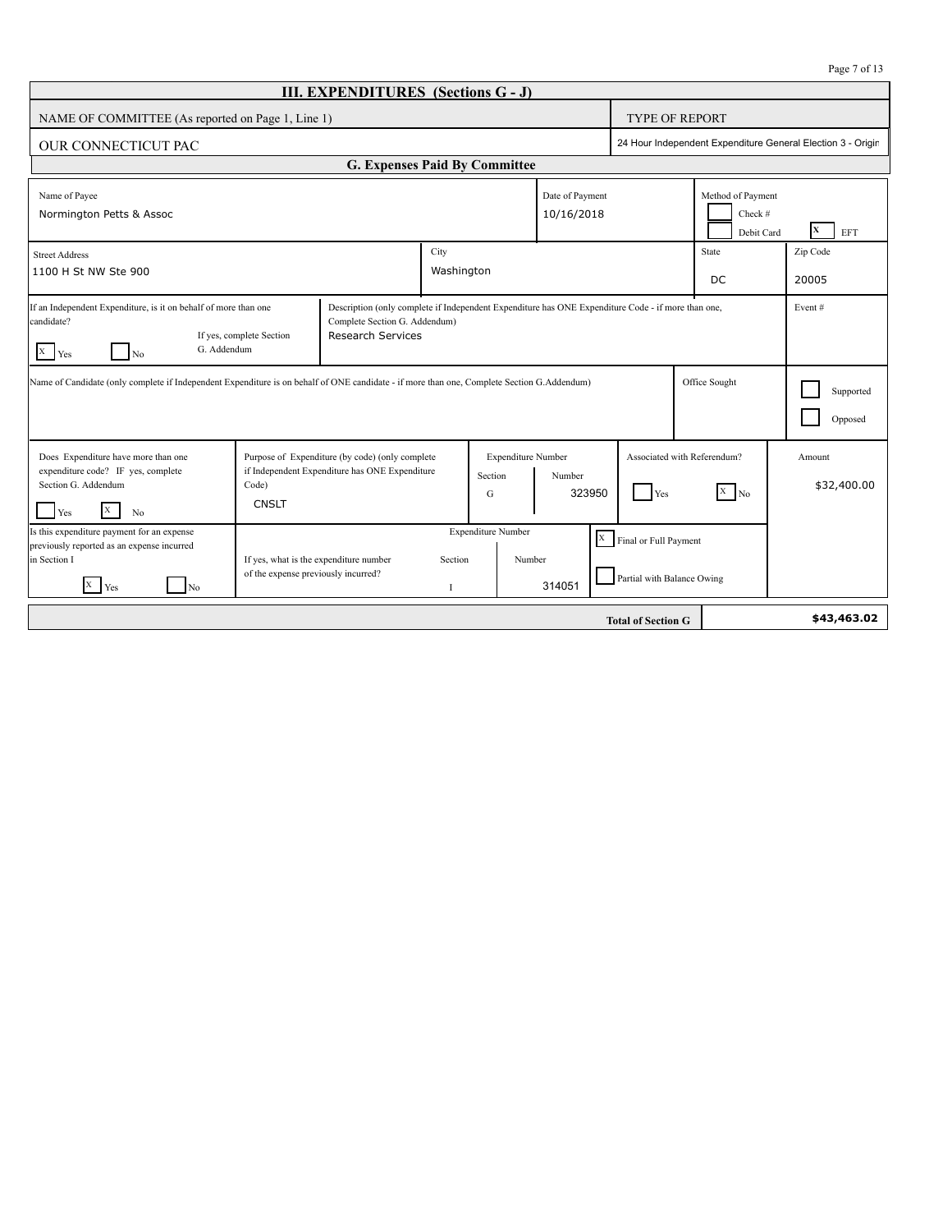## III. EXPENDITURES (Sections G - J)

| NAME OF COMMITTEE (As reported on Page 1, Line 1) | TYPE OF REPORT |
|---|---|
| OUR CONNECTICUT PAC | 24 Hour Independent Expenditure General Election 3 - Origin |

### G. Expenses Paid By Committee

| Name of Payee | Date of Payment | Method of Payment |
|---|---|---|
| Normington Petts & Assoc | 10/16/2018 | [ ] Check # [ ] Debit Card [X] EFT |

| Street Address | City | State | Zip Code |
|---|---|---|---|
| 1100 H St NW Ste 900 | Washington | DC | 20005 |

| If an Independent Expenditure, is it on behalf of more than one candidate? If yes, complete Section G. Addendum | Description (only complete if Independent Expenditure has ONE Expenditure Code - if more than one, Complete Section G. Addendum) | Event # |
|---|---|---|
| [X] Yes [ ] No | Research Services | |

| Name of Candidate (only complete if Independent Expenditure is on behalf of ONE candidate - if more than one, Complete Section G.Addendum) | Office Sought | |
|---|---|---|
| | | [ ] Supported [ ] Opposed |

| Does Expenditure have more than one expenditure code? IF yes, complete Section G. Addendum | Purpose of Expenditure (by code) (only complete if Independent Expenditure has ONE Expenditure Code) | Expenditure Number Section | Expenditure Number Number | Associated with Referendum? | Amount |
|---|---|---|---|---|---|
| [ ] Yes [X] No | CNSLT | G | 323950 | [ ] Yes [X] No | $32,400.00 |

| Is this expenditure payment for an expense previously reported as an expense incurred in Section I | If yes, what is the expenditure number of the expense previously incurred? | Expenditure Number Section | Expenditure Number Number | |
|---|---|---|---|---|
| [X] Yes [ ] No | | I | 314051 | [X] Final or Full Payment [ ] Partial with Balance Owing |

| Total of Section G | $43,463.02 |
|---|---|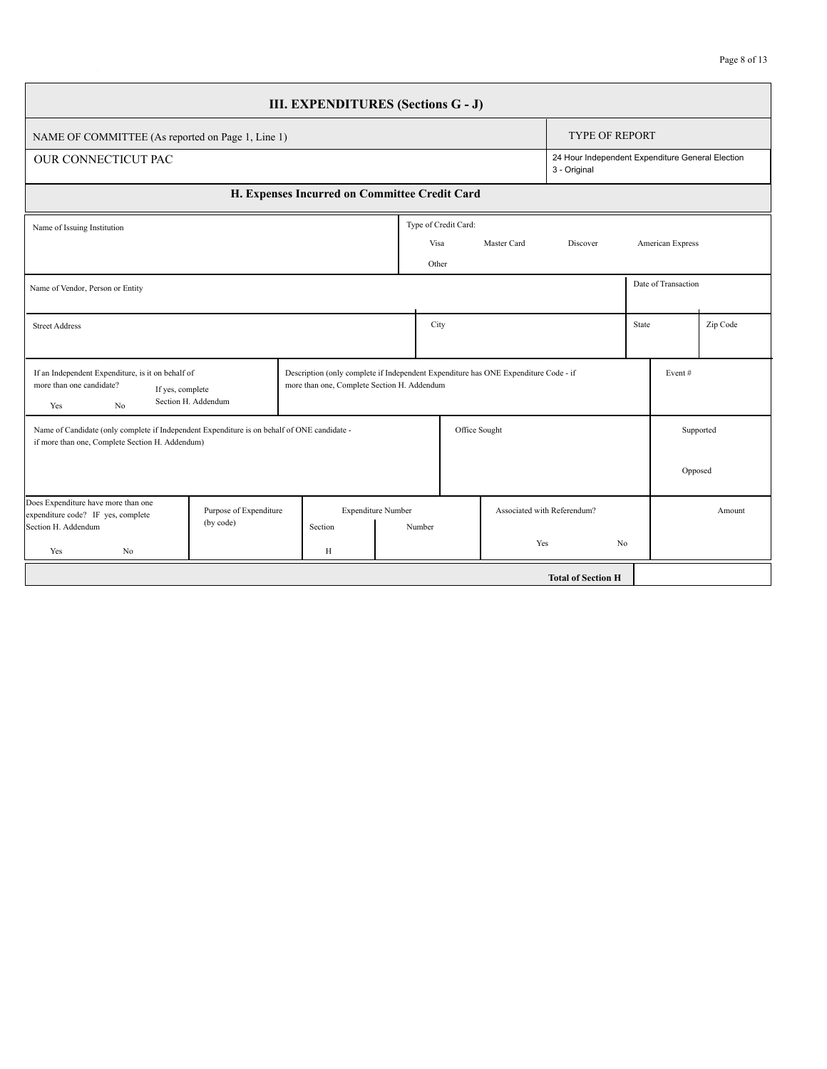## III. EXPENDITURES (Sections G - J)

| NAME OF COMMITTEE (As reported on Page 1, Line 1) | TYPE OF REPORT |
|---|---|
| OUR CONNECTICUT PAC | 24 Hour Independent Expenditure General Election<br>3 - Original |

### H. Expenses Incurred on Committee Credit Card

| Name of Issuing Institution | Type of Credit Card: Visa Master Card Discover American Express Other |
|---|---|
| | |

| Name of Vendor, Person or Entity | Date of Transaction |
|---|---|
| | |

| Street Address | City | State | Zip Code |
|---|---|---|---|
| | | | |

| If an Independent Expenditure, is it on behalf of more than one candidate? Yes No If yes, complete Section H. Addendum | Description (only complete if Independent Expenditure has ONE Expenditure Code - if more than one, Complete Section H. Addendum | Event # |
|---|---|---|
| | | |

| Name of Candidate (only complete if Independent Expenditure is on behalf of ONE candidate - if more than one, Complete Section H. Addendum) | Office Sought | Supported Opposed |
|---|---|---|
| | | |

| Does Expenditure have more than one expenditure code? IF yes, complete Section H. Addendum Yes No | Purpose of Expenditure (by code) | Expenditure Number Section | Expenditure Number Number | Associated with Referendum? Yes No | Amount |
|---|---|---|---|---|---|
| | | H | | | |

| Total of Section H | |
|---|---|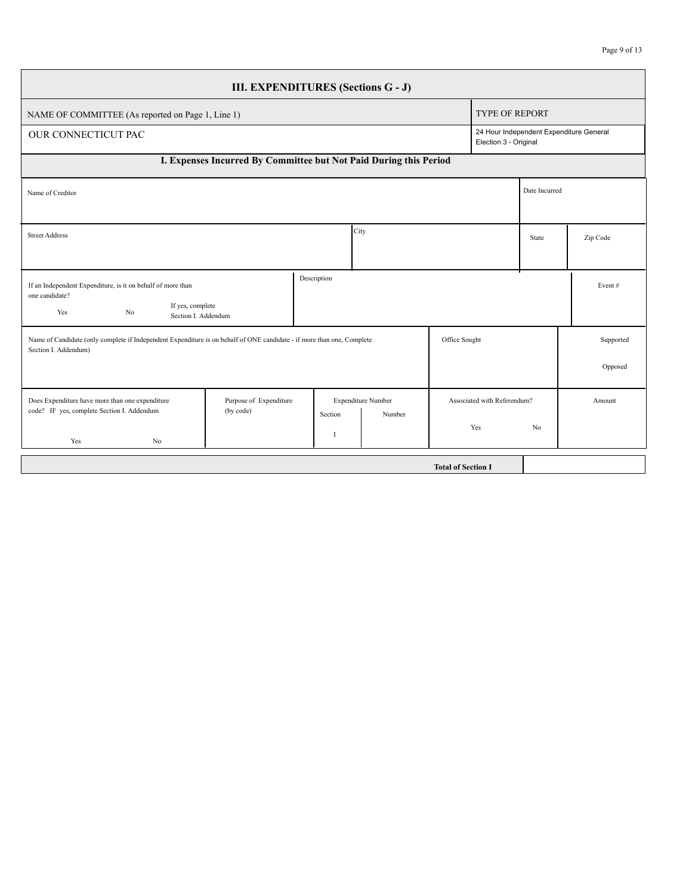# III. EXPENDITURES (Sections G - J)

| NAME OF COMMITTEE (As reported on Page 1, Line 1) | TYPE OF REPORT |
| --- | --- |
| OUR CONNECTICUT PAC | 24 Hour Independent Expenditure General Election 3 - Original |

## I. Expenses Incurred By Committee but Not Paid During this Period

| Name of Creditor | | | | Date Incurred | |
| --- | --- | --- | --- | --- | --- |
| Street Address | | City | | State | Zip Code |
| If an Independent Expenditure, is it on behalf of more than one candidate? Yes No If yes, complete Section I. Addendum | Description | | | | Event # |
| Name of Candidate (only complete if Independent Expenditure is on behalf of ONE candidate - if more than one, Complete Section I. Addendum) | | | Office Sought | | Supported Opposed |
| Does Expenditure have more than one expenditure code? IF yes, complete Section I. Addendum Yes No | Purpose of Expenditure (by code) | Expenditure Number Section I Number | Associated with Referendum? Yes No | | Amount |

| Total of Section I | |
| --- | --- |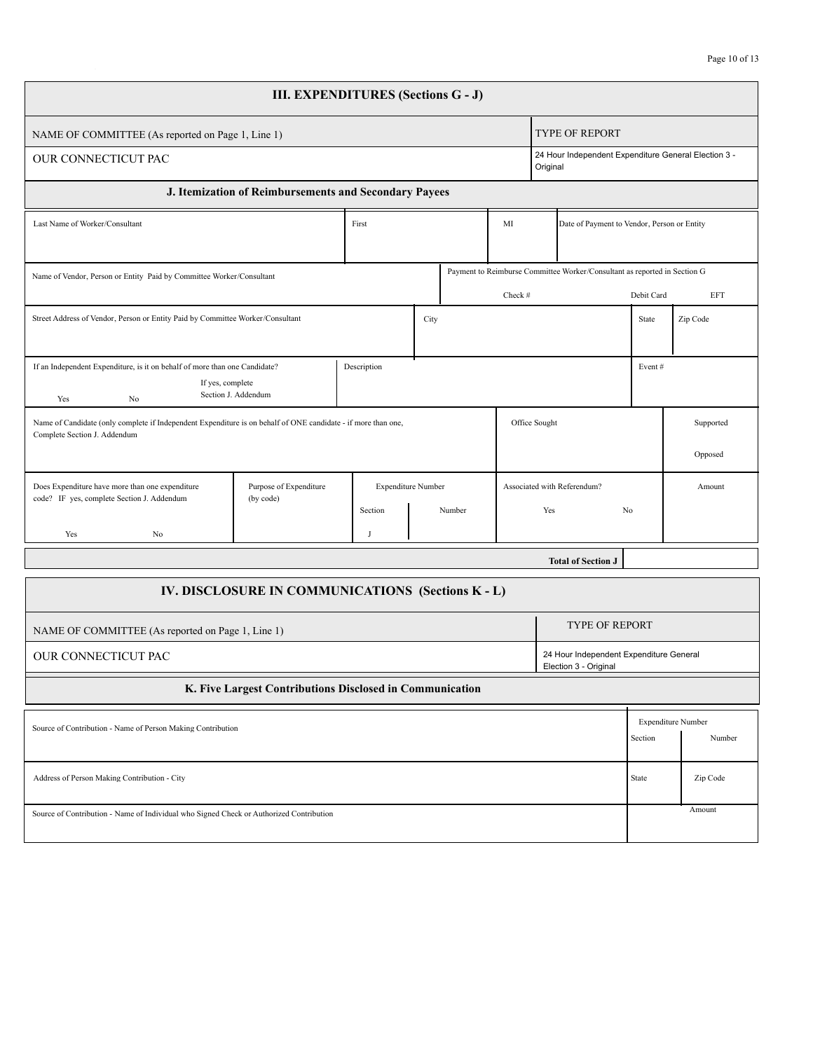# III. EXPENDITURES (Sections G - J)

| NAME OF COMMITTEE (As reported on Page 1, Line 1) | TYPE OF REPORT |
|---|---|
| OUR CONNECTICUT PAC | 24 Hour Independent Expenditure General Election 3 - Original |

## J. Itemization of Reimbursements and Secondary Payees

| Last Name of Worker/Consultant | First | MI | Date of Payment to Vendor, Person or Entity |
|---|---|---|---|
| | | | |

| Name of Vendor, Person or Entity Paid by Committee Worker/Consultant | Payment to Reimburse Committee Worker/Consultant as reported in Section G | | |
|---|---|---|---|
| | Check # | Debit Card | EFT |

| Street Address of Vendor, Person or Entity Paid by Committee Worker/Consultant | City | State | Zip Code |
|---|---|---|---|
| | | | |

| If an Independent Expenditure, is it on behalf of more than one Candidate? If yes, complete Section J. Addendum | Description | Event # |
|---|---|---|
| Yes No | | |

| Name of Candidate (only complete if Independent Expenditure is on behalf of ONE candidate - if more than one, Complete Section J. Addendum | Office Sought | Supported / Opposed |
|---|---|---|
| | | |

| Does Expenditure have more than one expenditure code? IF yes, complete Section J. Addendum | Purpose of Expenditure (by code) | Expenditure Number | | Associated with Referendum? | Amount |
|---|---|---|---|---|---|
| | | Section | Number | | |
| Yes No | | J | | Yes No | |

**Total of Section J**

# IV. DISCLOSURE IN COMMUNICATIONS (Sections K - L)

| NAME OF COMMITTEE (As reported on Page 1, Line 1) | TYPE OF REPORT |
|---|---|
| OUR CONNECTICUT PAC | 24 Hour Independent Expenditure General Election 3 - Original |

## K. Five Largest Contributions Disclosed in Communication

| Source of Contribution - Name of Person Making Contribution | Expenditure Number | |
|---|---|---|
| | Section | Number |

| Address of Person Making Contribution - City | State | Zip Code |
|---|---|---|
| | | |

| Source of Contribution - Name of Individual who Signed Check or Authorized Contribution | Amount |
|---|---|
| | |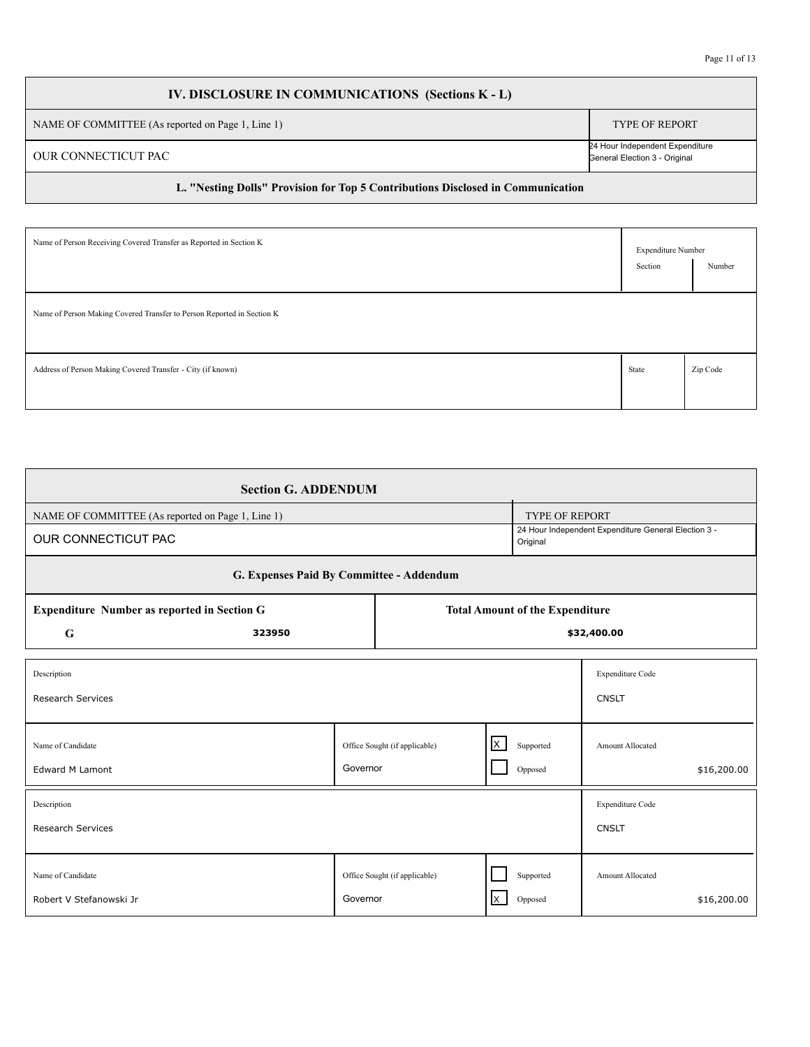## IV. DISCLOSURE IN COMMUNICATIONS (Sections K - L)

| NAME OF COMMITTEE (As reported on Page 1, Line 1) | TYPE OF REPORT |
|---|---|
| OUR CONNECTICUT PAC | 24 Hour Independent Expenditure General Election 3 - Original |

### L. "Nesting Dolls" Provision for Top 5 Contributions Disclosed in Communication

| Name of Person Receiving Covered Transfer as Reported in Section K | Expenditure Number Section | Expenditure Number Number |
|---|---|---|
| | | |

| Name of Person Making Covered Transfer to Person Reported in Section K |
|---|
| |

| Address of Person Making Covered Transfer - City (if known) | State | Zip Code |
|---|---|---|
| | | |

## Section G. ADDENDUM

| NAME OF COMMITTEE (As reported on Page 1, Line 1) | TYPE OF REPORT |
|---|---|
| OUR CONNECTICUT PAC | 24 Hour Independent Expenditure General Election 3 - Original |

### G. Expenses Paid By Committee - Addendum

| Expenditure Number as reported in Section G | | Total Amount of the Expenditure |
|---|---|---|
| G | 323950 | $32,400.00 |

| Description | | | Expenditure Code |
|---|---|---|---|
| Research Services | | | CNSLT |
| **Name of Candidate** | **Office Sought (if applicable)** | **Supported / Opposed** | **Amount Allocated** |
| Edward M Lamont | Governor | [X] Supported [ ] Opposed | $16,200.00 |

| Description | | | Expenditure Code |
|---|---|---|---|
| Research Services | | | CNSLT |
| **Name of Candidate** | **Office Sought (if applicable)** | **Supported / Opposed** | **Amount Allocated** |
| Robert V Stefanowski Jr | Governor | [ ] Supported [X] Opposed | $16,200.00 |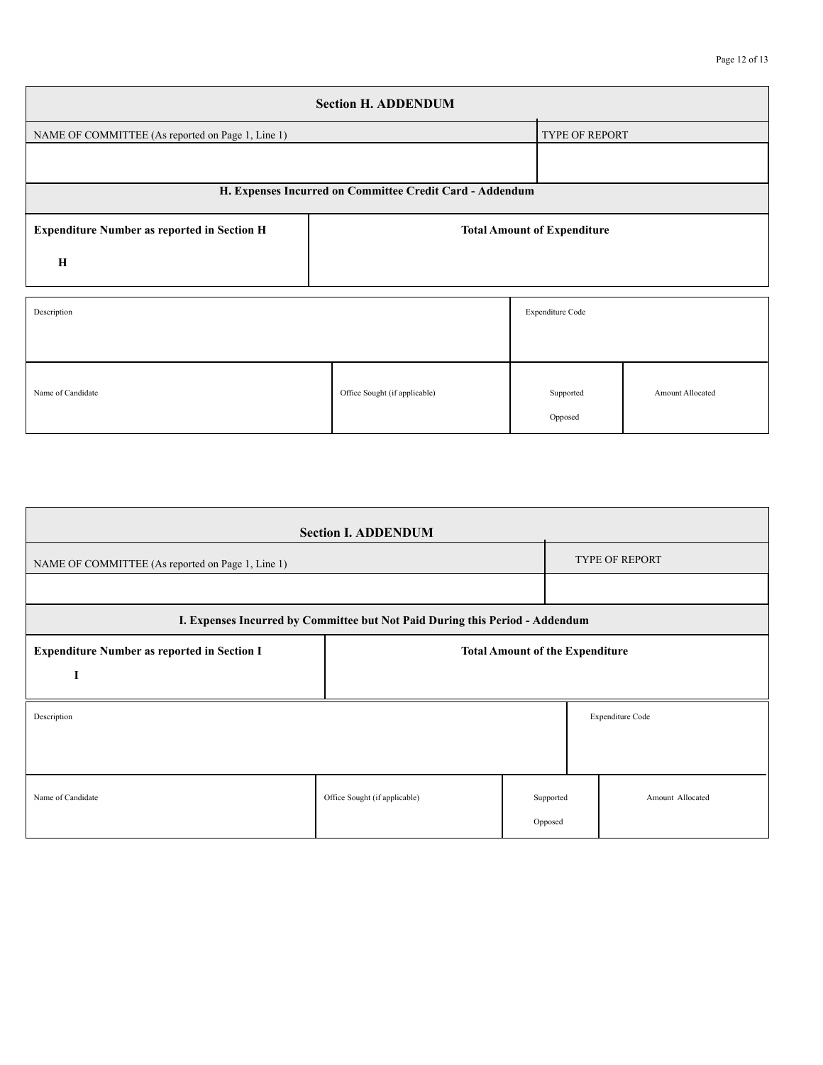## Section H. ADDENDUM

| NAME OF COMMITTEE (As reported on Page 1, Line 1) | TYPE OF REPORT |
| --- | --- |
| | |

### H. Expenses Incurred on Committee Credit Card - Addendum

| **Expenditure Number as reported in Section H** | **Total Amount of Expenditure** |
| --- | --- |
| **H** | |

| Description | | Expenditure Code | |
| --- | --- | --- | --- |
| | | | |
| Name of Candidate | Office Sought (if applicable) | Supported / Opposed | Amount Allocated |
| | | | |

## Section I. ADDENDUM

| NAME OF COMMITTEE (As reported on Page 1, Line 1) | TYPE OF REPORT |
| --- | --- |
| | |

### I. Expenses Incurred by Committee but Not Paid During this Period - Addendum

| **Expenditure Number as reported in Section I** | **Total Amount of the Expenditure** |
| --- | --- |
| **I** | |

| Description | | Expenditure Code | |
| --- | --- | --- | --- |
| | | | |
| Name of Candidate | Office Sought (if applicable) | Supported / Opposed | Amount Allocated |
| | | | |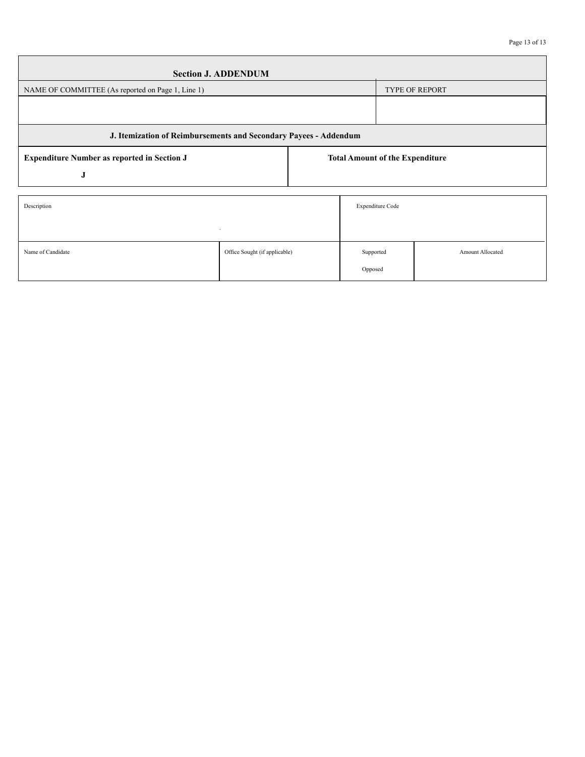## Section J. ADDENDUM

| NAME OF COMMITTEE (As reported on Page 1, Line 1) | TYPE OF REPORT |
|---|---|
| | |

### J. Itemization of Reimbursements and Secondary Payees - Addendum

| Expenditure Number as reported in Section J | Total Amount of the Expenditure |
|---|---|
| J | |

| Description | | Expenditure Code | |
|---|---|---|---|
| Name of Candidate | Office Sought (if applicable) | Supported<br>Opposed | Amount Allocated |